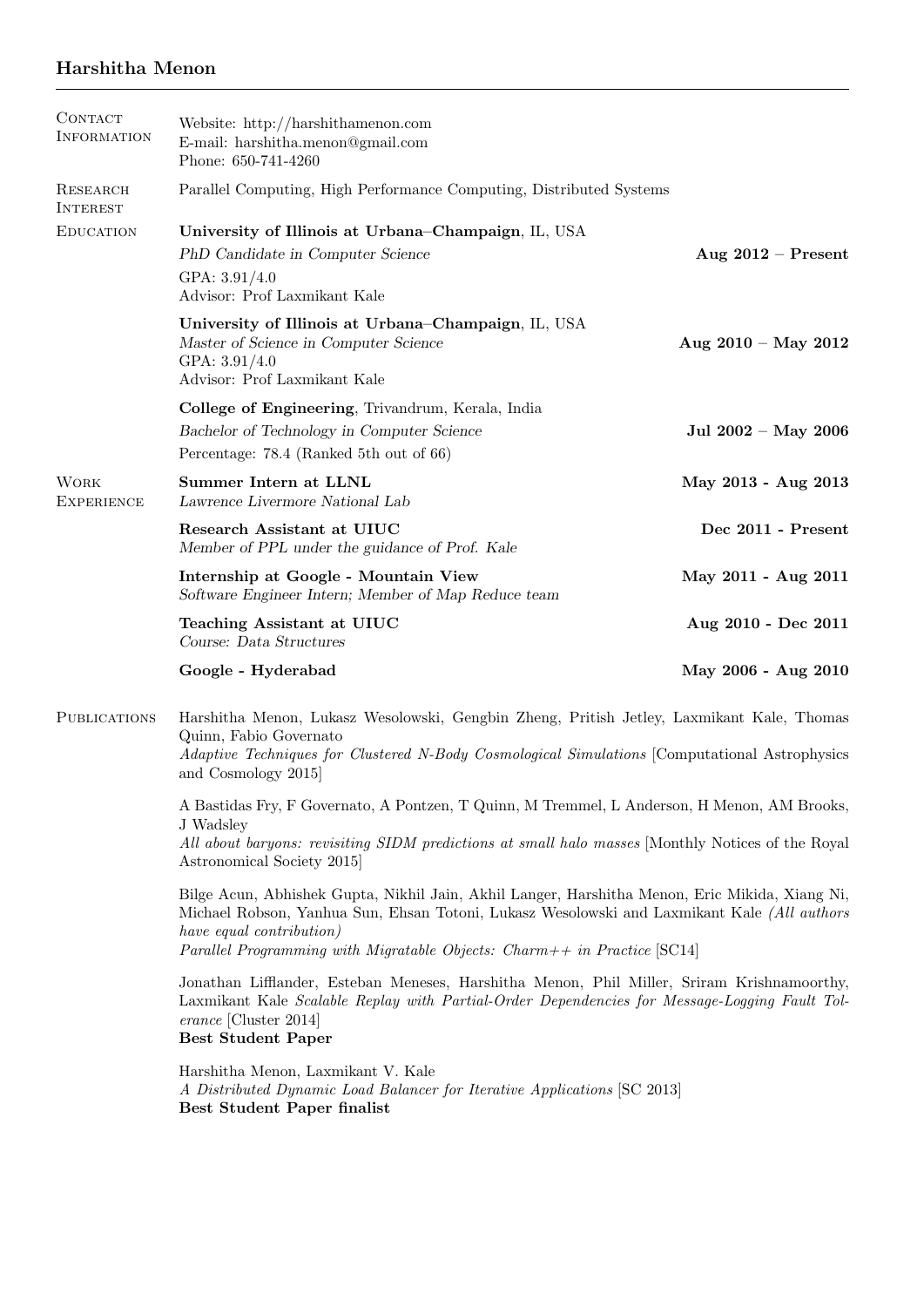# Harshitha Menon

## Contact Information

Website: http://harshithamenon.com
E-mail: harshitha.menon@gmail.com
Phone: 650-741-4260

## Research Interest

Parallel Computing, High Performance Computing, Distributed Systems

## Education

**University of Illinois at Urbana–Champaign**, IL, USA
*PhD Candidate in Computer Science* — **Aug 2012 – Present**
GPA: 3.91/4.0
Advisor: Prof Laxmikant Kale

**University of Illinois at Urbana–Champaign**, IL, USA
*Master of Science in Computer Science* — **Aug 2010 – May 2012**
GPA: 3.91/4.0
Advisor: Prof Laxmikant Kale

**College of Engineering**, Trivandrum, Kerala, India
*Bachelor of Technology in Computer Science* — **Jul 2002 – May 2006**
Percentage: 78.4 (Ranked 5th out of 66)

## Work Experience

**Summer Intern at LLNL** — **May 2013 - Aug 2013**
*Lawrence Livermore National Lab*

**Research Assistant at UIUC** — **Dec 2011 - Present**
*Member of PPL under the guidance of Prof. Kale*

**Internship at Google - Mountain View** — **May 2011 - Aug 2011**
*Software Engineer Intern; Member of Map Reduce team*

**Teaching Assistant at UIUC** — **Aug 2010 - Dec 2011**
*Course: Data Structures*

**Google - Hyderabad** — **May 2006 - Aug 2010**

## Publications

Harshitha Menon, Lukasz Wesolowski, Gengbin Zheng, Pritish Jetley, Laxmikant Kale, Thomas Quinn, Fabio Governato
*Adaptive Techniques for Clustered N-Body Cosmological Simulations* [Computational Astrophysics and Cosmology 2015]

A Bastidas Fry, F Governato, A Pontzen, T Quinn, M Tremmel, L Anderson, H Menon, AM Brooks, J Wadsley
*All about baryons: revisiting SIDM predictions at small halo masses* [Monthly Notices of the Royal Astronomical Society 2015]

Bilge Acun, Abhishek Gupta, Nikhil Jain, Akhil Langer, Harshitha Menon, Eric Mikida, Xiang Ni, Michael Robson, Yanhua Sun, Ehsan Totoni, Lukasz Wesolowski and Laxmikant Kale *(All authors have equal contribution)*
*Parallel Programming with Migratable Objects: Charm++ in Practice* [SC14]

Jonathan Lifflander, Esteban Meneses, Harshitha Menon, Phil Miller, Sriram Krishnamoorthy, Laxmikant Kale *Scalable Replay with Partial-Order Dependencies for Message-Logging Fault Tolerance* [Cluster 2014]
**Best Student Paper**

Harshitha Menon, Laxmikant V. Kale
*A Distributed Dynamic Load Balancer for Iterative Applications* [SC 2013]
**Best Student Paper finalist**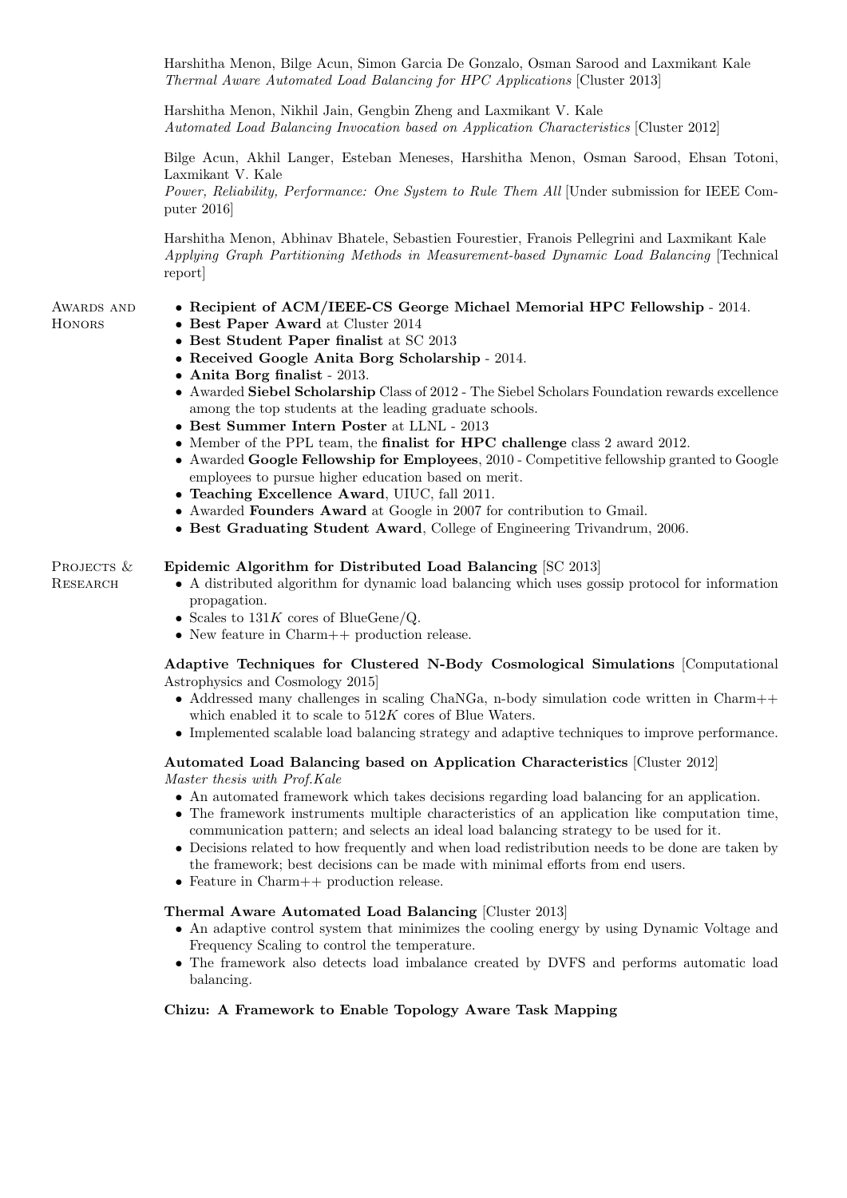Harshitha Menon, Bilge Acun, Simon Garcia De Gonzalo, Osman Sarood and Laxmikant Kale
*Thermal Aware Automated Load Balancing for HPC Applications* [Cluster 2013]

Harshitha Menon, Nikhil Jain, Gengbin Zheng and Laxmikant V. Kale
*Automated Load Balancing Invocation based on Application Characteristics* [Cluster 2012]

Bilge Acun, Akhil Langer, Esteban Meneses, Harshitha Menon, Osman Sarood, Ehsan Totoni, Laxmikant V. Kale
*Power, Reliability, Performance: One System to Rule Them All* [Under submission for IEEE Computer 2016]

Harshitha Menon, Abhinav Bhatele, Sebastien Fourestier, Franois Pellegrini and Laxmikant Kale
*Applying Graph Partitioning Methods in Measurement-based Dynamic Load Balancing* [Technical report]

## Awards and Honors

- **Recipient of ACM/IEEE-CS George Michael Memorial HPC Fellowship** - 2014.
- **Best Paper Award** at Cluster 2014
- **Best Student Paper finalist** at SC 2013
- **Received Google Anita Borg Scholarship** - 2014.
- **Anita Borg finalist** - 2013.
- Awarded **Siebel Scholarship** Class of 2012 - The Siebel Scholars Foundation rewards excellence among the top students at the leading graduate schools.
- **Best Summer Intern Poster** at LLNL - 2013
- Member of the PPL team, the **finalist for HPC challenge** class 2 award 2012.
- Awarded **Google Fellowship for Employees**, 2010 - Competitive fellowship granted to Google employees to pursue higher education based on merit.
- **Teaching Excellence Award**, UIUC, fall 2011.
- Awarded **Founders Award** at Google in 2007 for contribution to Gmail.
- **Best Graduating Student Award**, College of Engineering Trivandrum, 2006.

## Projects & Research

**Epidemic Algorithm for Distributed Load Balancing** [SC 2013]

- A distributed algorithm for dynamic load balancing which uses gossip protocol for information propagation.
- Scales to $131K$ cores of BlueGene/Q.
- New feature in Charm++ production release.

**Adaptive Techniques for Clustered N-Body Cosmological Simulations** [Computational Astrophysics and Cosmology 2015]

- Addressed many challenges in scaling ChaNGa, n-body simulation code written in Charm++ which enabled it to scale to $512K$ cores of Blue Waters.
- Implemented scalable load balancing strategy and adaptive techniques to improve performance.

**Automated Load Balancing based on Application Characteristics** [Cluster 2012]
*Master thesis with Prof.Kale*

- An automated framework which takes decisions regarding load balancing for an application.
- The framework instruments multiple characteristics of an application like computation time, communication pattern; and selects an ideal load balancing strategy to be used for it.
- Decisions related to how frequently and when load redistribution needs to be done are taken by the framework; best decisions can be made with minimal efforts from end users.
- Feature in Charm++ production release.

**Thermal Aware Automated Load Balancing** [Cluster 2013]

- An adaptive control system that minimizes the cooling energy by using Dynamic Voltage and Frequency Scaling to control the temperature.
- The framework also detects load imbalance created by DVFS and performs automatic load balancing.

**Chizu: A Framework to Enable Topology Aware Task Mapping**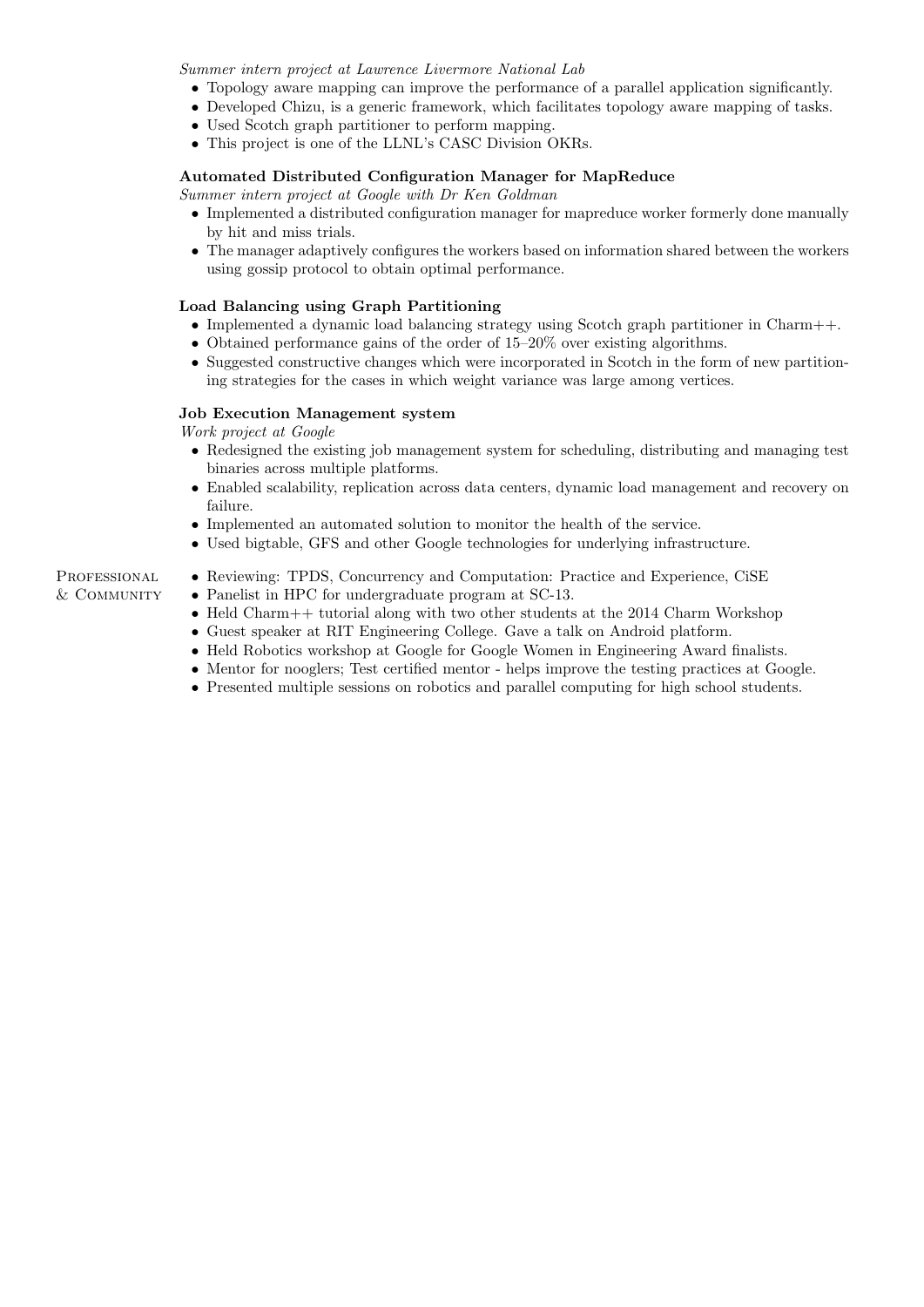*Summer intern project at Lawrence Livermore National Lab*

- Topology aware mapping can improve the performance of a parallel application significantly.
- Developed Chizu, is a generic framework, which facilitates topology aware mapping of tasks.
- Used Scotch graph partitioner to perform mapping.
- This project is one of the LLNL's CASC Division OKRs.

**Automated Distributed Configuration Manager for MapReduce**

*Summer intern project at Google with Dr Ken Goldman*

- Implemented a distributed configuration manager for mapreduce worker formerly done manually by hit and miss trials.
- The manager adaptively configures the workers based on information shared between the workers using gossip protocol to obtain optimal performance.

**Load Balancing using Graph Partitioning**

- Implemented a dynamic load balancing strategy using Scotch graph partitioner in Charm++.
- Obtained performance gains of the order of 15–20% over existing algorithms.
- Suggested constructive changes which were incorporated in Scotch in the form of new partitioning strategies for the cases in which weight variance was large among vertices.

**Job Execution Management system**

*Work project at Google*

- Redesigned the existing job management system for scheduling, distributing and managing test binaries across multiple platforms.
- Enabled scalability, replication across data centers, dynamic load management and recovery on failure.
- Implemented an automated solution to monitor the health of the service.
- Used bigtable, GFS and other Google technologies for underlying infrastructure.

## Professional & Community

- Reviewing: TPDS, Concurrency and Computation: Practice and Experience, CiSE
- Panelist in HPC for undergraduate program at SC-13.
- Held Charm++ tutorial along with two other students at the 2014 Charm Workshop
- Guest speaker at RIT Engineering College. Gave a talk on Android platform.
- Held Robotics workshop at Google for Google Women in Engineering Award finalists.
- Mentor for nooglers; Test certified mentor - helps improve the testing practices at Google.
- Presented multiple sessions on robotics and parallel computing for high school students.